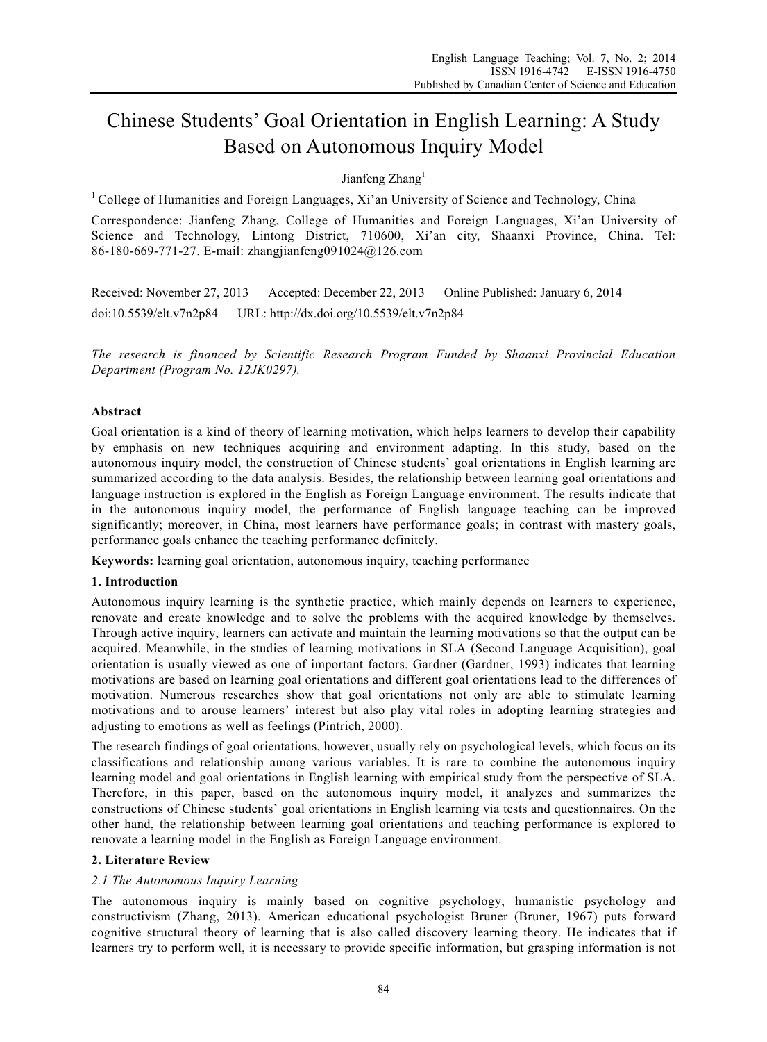# Chinese Students' Goal Orientation in English Learning: A Study Based on Autonomous Inquiry Model

Jianfeng Zhang[1]

[1] College of Humanities and Foreign Languages, Xi'an University of Science and Technology, China

Correspondence: Jianfeng Zhang, College of Humanities and Foreign Languages, Xi'an University of Science and Technology, Lintong District, 710600, Xi'an city, Shaanxi Province, China. Tel: 86-180-669-771-27. E-mail: zhangjianfeng091024@126.com

Received: November 27, 2013 Accepted: December 22, 2013 Online Published: January 6, 2014

doi:10.5539/elt.v7n2p84 URL: http://dx.doi.org/10.5539/elt.v7n2p84

*The research is financed by Scientific Research Program Funded by Shaanxi Provincial Education Department (Program No. 12JK0297).*

## Abstract

Goal orientation is a kind of theory of learning motivation, which helps learners to develop their capability by emphasis on new techniques acquiring and environment adapting. In this study, based on the autonomous inquiry model, the construction of Chinese students' goal orientations in English learning are summarized according to the data analysis. Besides, the relationship between learning goal orientations and language instruction is explored in the English as Foreign Language environment. The results indicate that in the autonomous inquiry model, the performance of English language teaching can be improved significantly; moreover, in China, most learners have performance goals; in contrast with mastery goals, performance goals enhance the teaching performance definitely.

**Keywords:** learning goal orientation, autonomous inquiry, teaching performance

## 1. Introduction

Autonomous inquiry learning is the synthetic practice, which mainly depends on learners to experience, renovate and create knowledge and to solve the problems with the acquired knowledge by themselves. Through active inquiry, learners can activate and maintain the learning motivations so that the output can be acquired. Meanwhile, in the studies of learning motivations in SLA (Second Language Acquisition), goal orientation is usually viewed as one of important factors. Gardner (Gardner, 1993) indicates that learning motivations are based on learning goal orientations and different goal orientations lead to the differences of motivation. Numerous researches show that goal orientations not only are able to stimulate learning motivations and to arouse learners' interest but also play vital roles in adopting learning strategies and adjusting to emotions as well as feelings (Pintrich, 2000).

The research findings of goal orientations, however, usually rely on psychological levels, which focus on its classifications and relationship among various variables. It is rare to combine the autonomous inquiry learning model and goal orientations in English learning with empirical study from the perspective of SLA. Therefore, in this paper, based on the autonomous inquiry model, it analyzes and summarizes the constructions of Chinese students' goal orientations in English learning via tests and questionnaires. On the other hand, the relationship between learning goal orientations and teaching performance is explored to renovate a learning model in the English as Foreign Language environment.

## 2. Literature Review

### *2.1 The Autonomous Inquiry Learning*

The autonomous inquiry is mainly based on cognitive psychology, humanistic psychology and constructivism (Zhang, 2013). American educational psychologist Bruner (Bruner, 1967) puts forward cognitive structural theory of learning that is also called discovery learning theory. He indicates that if learners try to perform well, it is necessary to provide specific information, but grasping information is not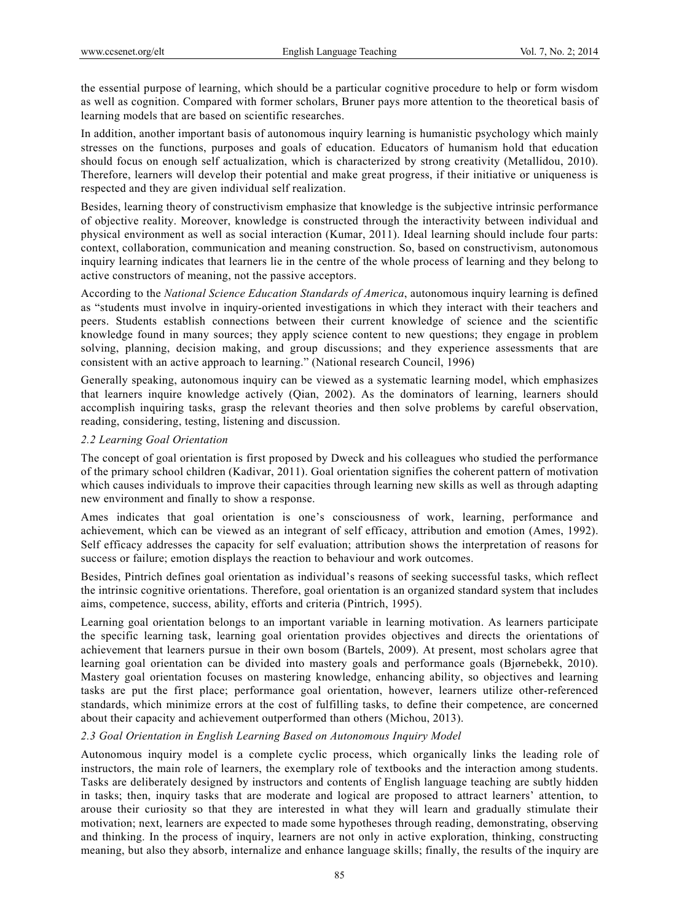the essential purpose of learning, which should be a particular cognitive procedure to help or form wisdom as well as cognition. Compared with former scholars, Bruner pays more attention to the theoretical basis of learning models that are based on scientific researches.

In addition, another important basis of autonomous inquiry learning is humanistic psychology which mainly stresses on the functions, purposes and goals of education. Educators of humanism hold that education should focus on enough self actualization, which is characterized by strong creativity (Metallidou, 2010). Therefore, learners will develop their potential and make great progress, if their initiative or uniqueness is respected and they are given individual self realization.

Besides, learning theory of constructivism emphasize that knowledge is the subjective intrinsic performance of objective reality. Moreover, knowledge is constructed through the interactivity between individual and physical environment as well as social interaction (Kumar, 2011). Ideal learning should include four parts: context, collaboration, communication and meaning construction. So, based on constructivism, autonomous inquiry learning indicates that learners lie in the centre of the whole process of learning and they belong to active constructors of meaning, not the passive acceptors.

According to the *National Science Education Standards of America*, autonomous inquiry learning is defined as "students must involve in inquiry-oriented investigations in which they interact with their teachers and peers. Students establish connections between their current knowledge of science and the scientific knowledge found in many sources; they apply science content to new questions; they engage in problem solving, planning, decision making, and group discussions; and they experience assessments that are consistent with an active approach to learning." (National research Council, 1996)

Generally speaking, autonomous inquiry can be viewed as a systematic learning model, which emphasizes that learners inquire knowledge actively (Qian, 2002). As the dominators of learning, learners should accomplish inquiring tasks, grasp the relevant theories and then solve problems by careful observation, reading, considering, testing, listening and discussion.

### *2.2 Learning Goal Orientation*

The concept of goal orientation is first proposed by Dweck and his colleagues who studied the performance of the primary school children (Kadivar, 2011). Goal orientation signifies the coherent pattern of motivation which causes individuals to improve their capacities through learning new skills as well as through adapting new environment and finally to show a response.

Ames indicates that goal orientation is one's consciousness of work, learning, performance and achievement, which can be viewed as an integrant of self efficacy, attribution and emotion (Ames, 1992). Self efficacy addresses the capacity for self evaluation; attribution shows the interpretation of reasons for success or failure; emotion displays the reaction to behaviour and work outcomes.

Besides, Pintrich defines goal orientation as individual's reasons of seeking successful tasks, which reflect the intrinsic cognitive orientations. Therefore, goal orientation is an organized standard system that includes aims, competence, success, ability, efforts and criteria (Pintrich, 1995).

Learning goal orientation belongs to an important variable in learning motivation. As learners participate the specific learning task, learning goal orientation provides objectives and directs the orientations of achievement that learners pursue in their own bosom (Bartels, 2009). At present, most scholars agree that learning goal orientation can be divided into mastery goals and performance goals (Bjørnebekk, 2010). Mastery goal orientation focuses on mastering knowledge, enhancing ability, so objectives and learning tasks are put the first place; performance goal orientation, however, learners utilize other-referenced standards, which minimize errors at the cost of fulfilling tasks, to define their competence, are concerned about their capacity and achievement outperformed than others (Michou, 2013).

### *2.3 Goal Orientation in English Learning Based on Autonomous Inquiry Model*

Autonomous inquiry model is a complete cyclic process, which organically links the leading role of instructors, the main role of learners, the exemplary role of textbooks and the interaction among students. Tasks are deliberately designed by instructors and contents of English language teaching are subtly hidden in tasks; then, inquiry tasks that are moderate and logical are proposed to attract learners' attention, to arouse their curiosity so that they are interested in what they will learn and gradually stimulate their motivation; next, learners are expected to made some hypotheses through reading, demonstrating, observing and thinking. In the process of inquiry, learners are not only in active exploration, thinking, constructing meaning, but also they absorb, internalize and enhance language skills; finally, the results of the inquiry are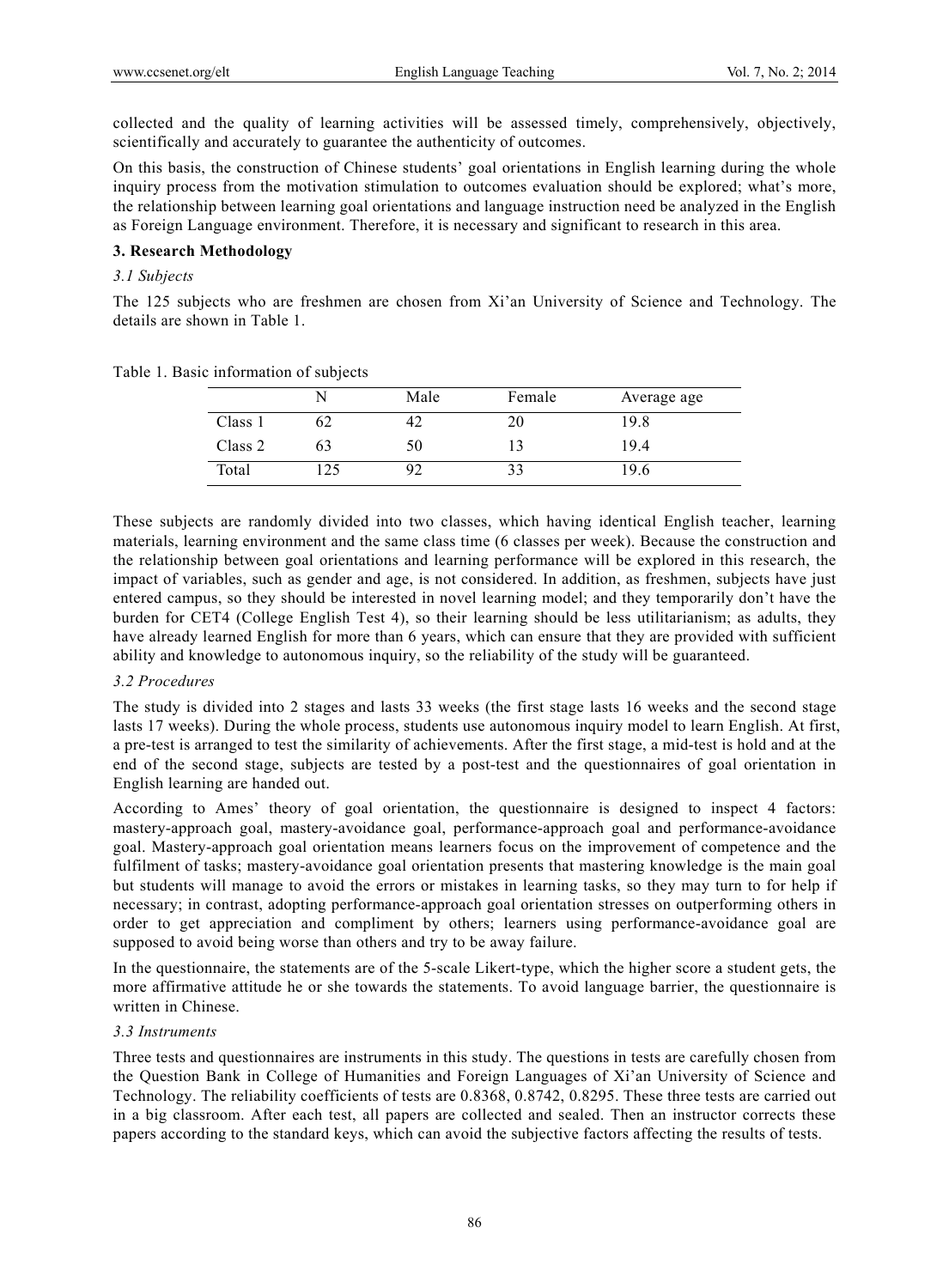collected and the quality of learning activities will be assessed timely, comprehensively, objectively, scientifically and accurately to guarantee the authenticity of outcomes.

On this basis, the construction of Chinese students' goal orientations in English learning during the whole inquiry process from the motivation stimulation to outcomes evaluation should be explored; what's more, the relationship between learning goal orientations and language instruction need be analyzed in the English as Foreign Language environment. Therefore, it is necessary and significant to research in this area.

## 3. Research Methodology

### *3.1 Subjects*

The 125 subjects who are freshmen are chosen from Xi'an University of Science and Technology. The details are shown in Table 1.

Table 1. Basic information of subjects

| | N | Male | Female | Average age |
|---|---|---|---|---|
| Class 1 | 62 | 42 | 20 | 19.8 |
| Class 2 | 63 | 50 | 13 | 19.4 |
| Total | 125 | 92 | 33 | 19.6 |

These subjects are randomly divided into two classes, which having identical English teacher, learning materials, learning environment and the same class time (6 classes per week). Because the construction and the relationship between goal orientations and learning performance will be explored in this research, the impact of variables, such as gender and age, is not considered. In addition, as freshmen, subjects have just entered campus, so they should be interested in novel learning model; and they temporarily don't have the burden for CET4 (College English Test 4), so their learning should be less utilitarianism; as adults, they have already learned English for more than 6 years, which can ensure that they are provided with sufficient ability and knowledge to autonomous inquiry, so the reliability of the study will be guaranteed.

### *3.2 Procedures*

The study is divided into 2 stages and lasts 33 weeks (the first stage lasts 16 weeks and the second stage lasts 17 weeks). During the whole process, students use autonomous inquiry model to learn English. At first, a pre-test is arranged to test the similarity of achievements. After the first stage, a mid-test is hold and at the end of the second stage, subjects are tested by a post-test and the questionnaires of goal orientation in English learning are handed out.

According to Ames' theory of goal orientation, the questionnaire is designed to inspect 4 factors: mastery-approach goal, mastery-avoidance goal, performance-approach goal and performance-avoidance goal. Mastery-approach goal orientation means learners focus on the improvement of competence and the fulfilment of tasks; mastery-avoidance goal orientation presents that mastering knowledge is the main goal but students will manage to avoid the errors or mistakes in learning tasks, so they may turn to for help if necessary; in contrast, adopting performance-approach goal orientation stresses on outperforming others in order to get appreciation and compliment by others; learners using performance-avoidance goal are supposed to avoid being worse than others and try to be away failure.

In the questionnaire, the statements are of the 5-scale Likert-type, which the higher score a student gets, the more affirmative attitude he or she towards the statements. To avoid language barrier, the questionnaire is written in Chinese.

### *3.3 Instruments*

Three tests and questionnaires are instruments in this study. The questions in tests are carefully chosen from the Question Bank in College of Humanities and Foreign Languages of Xi'an University of Science and Technology. The reliability coefficients of tests are 0.8368, 0.8742, 0.8295. These three tests are carried out in a big classroom. After each test, all papers are collected and sealed. Then an instructor corrects these papers according to the standard keys, which can avoid the subjective factors affecting the results of tests.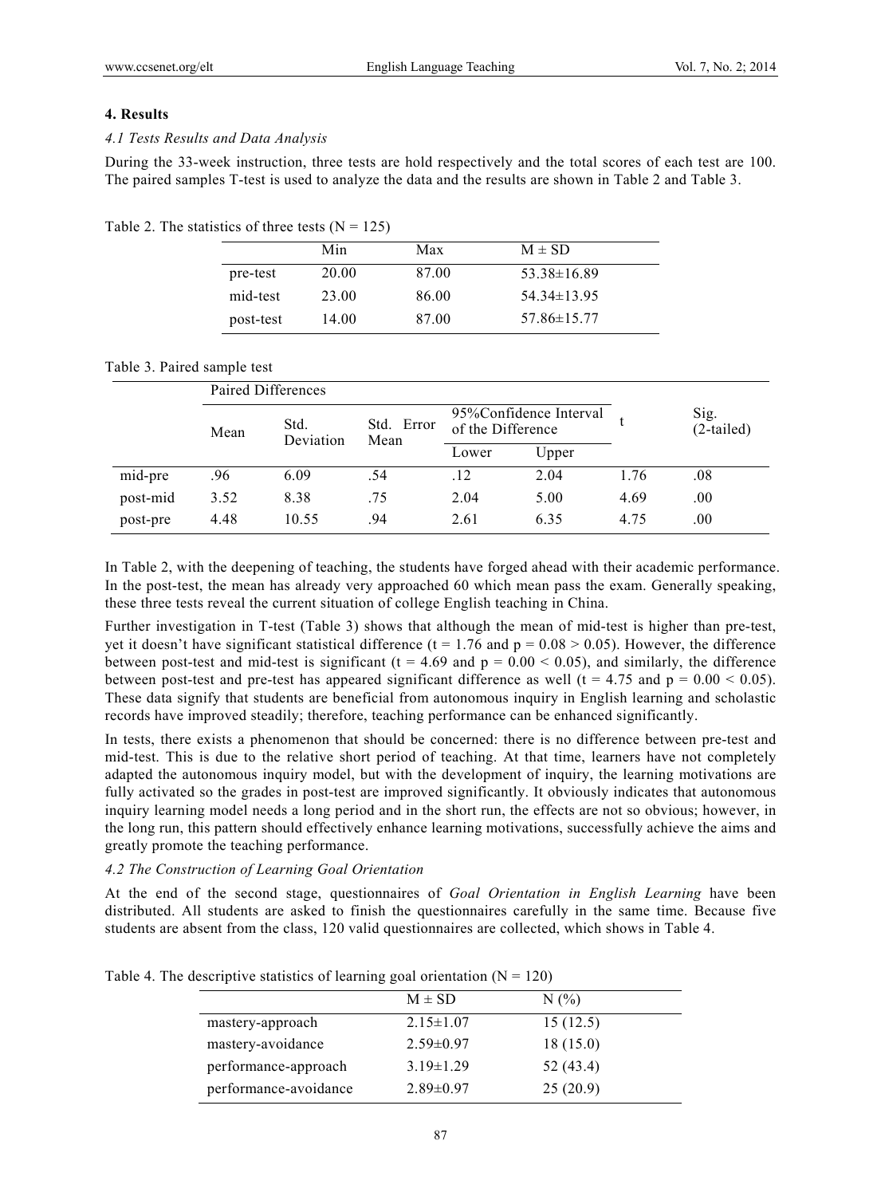## 4. Results

### *4.1 Tests Results and Data Analysis*

During the 33-week instruction, three tests are hold respectively and the total scores of each test are 100. The paired samples T-test is used to analyze the data and the results are shown in Table 2 and Table 3.

Table 2. The statistics of three tests (N = 125)

| | Min | Max | M ± SD |
|---|---|---|---|
| pre-test | 20.00 | 87.00 | 53.38±16.89 |
| mid-test | 23.00 | 86.00 | 54.34±13.95 |
| post-test | 14.00 | 87.00 | 57.86±15.77 |

Table 3. Paired sample test

| | Paired Differences | | | | | t | Sig. (2-tailed) |
|---|---|---|---|---|---|---|---|
| | Mean | Std. Deviation | Std. Error Mean | 95%Confidence Interval of the Difference | | | |
| | | | | Lower | Upper | | |
| mid-pre | .96 | 6.09 | .54 | .12 | 2.04 | 1.76 | .08 |
| post-mid | 3.52 | 8.38 | .75 | 2.04 | 5.00 | 4.69 | .00 |
| post-pre | 4.48 | 10.55 | .94 | 2.61 | 6.35 | 4.75 | .00 |

In Table 2, with the deepening of teaching, the students have forged ahead with their academic performance. In the post-test, the mean has already very approached 60 which mean pass the exam. Generally speaking, these three tests reveal the current situation of college English teaching in China.

Further investigation in T-test (Table 3) shows that although the mean of mid-test is higher than pre-test, yet it doesn't have significant statistical difference ($t = 1.76$ and $p = 0.08 > 0.05$). However, the difference between post-test and mid-test is significant ($t = 4.69$ and $p = 0.00 < 0.05$), and similarly, the difference between post-test and pre-test has appeared significant difference as well ($t = 4.75$ and $p = 0.00 < 0.05$). These data signify that students are beneficial from autonomous inquiry in English learning and scholastic records have improved steadily; therefore, teaching performance can be enhanced significantly.

In tests, there exists a phenomenon that should be concerned: there is no difference between pre-test and mid-test. This is due to the relative short period of teaching. At that time, learners have not completely adapted the autonomous inquiry model, but with the development of inquiry, the learning motivations are fully activated so the grades in post-test are improved significantly. It obviously indicates that autonomous inquiry learning model needs a long period and in the short run, the effects are not so obvious; however, in the long run, this pattern should effectively enhance learning motivations, successfully achieve the aims and greatly promote the teaching performance.

### *4.2 The Construction of Learning Goal Orientation*

At the end of the second stage, questionnaires of *Goal Orientation in English Learning* have been distributed. All students are asked to finish the questionnaires carefully in the same time. Because five students are absent from the class, 120 valid questionnaires are collected, which shows in Table 4.

Table 4. The descriptive statistics of learning goal orientation (N = 120)

| | M ± SD | N (%) |
|---|---|---|
| mastery-approach | 2.15±1.07 | 15 (12.5) |
| mastery-avoidance | 2.59±0.97 | 18 (15.0) |
| performance-approach | 3.19±1.29 | 52 (43.4) |
| performance-avoidance | 2.89±0.97 | 25 (20.9) |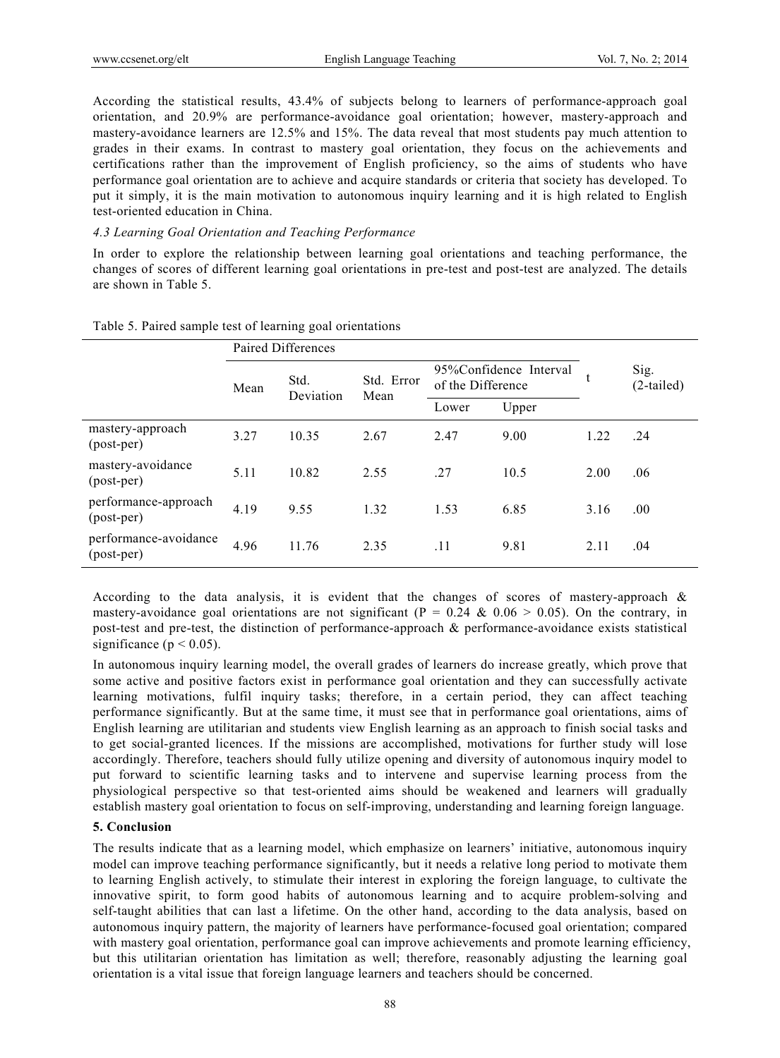According the statistical results, 43.4% of subjects belong to learners of performance-approach goal orientation, and 20.9% are performance-avoidance goal orientation; however, mastery-approach and mastery-avoidance learners are 12.5% and 15%. The data reveal that most students pay much attention to grades in their exams. In contrast to mastery goal orientation, they focus on the achievements and certifications rather than the improvement of English proficiency, so the aims of students who have performance goal orientation are to achieve and acquire standards or criteria that society has developed. To put it simply, it is the main motivation to autonomous inquiry learning and it is high related to English test-oriented education in China.

### *4.3 Learning Goal Orientation and Teaching Performance*

In order to explore the relationship between learning goal orientations and teaching performance, the changes of scores of different learning goal orientations in pre-test and post-test are analyzed. The details are shown in Table 5.

Table 5. Paired sample test of learning goal orientations

| | Paired Differences | | | | | t | Sig. (2-tailed) |
|---|---|---|---|---|---|---|---|
| | Mean | Std. Deviation | Std. Error Mean | 95%Confidence Interval of the Difference | | | |
| | | | | Lower | Upper | | |
| mastery-approach (post-per) | 3.27 | 10.35 | 2.67 | 2.47 | 9.00 | 1.22 | .24 |
| mastery-avoidance (post-per) | 5.11 | 10.82 | 2.55 | .27 | 10.5 | 2.00 | .06 |
| performance-approach (post-per) | 4.19 | 9.55 | 1.32 | 1.53 | 6.85 | 3.16 | .00 |
| performance-avoidance (post-per) | 4.96 | 11.76 | 2.35 | .11 | 9.81 | 2.11 | .04 |

According to the data analysis, it is evident that the changes of scores of mastery-approach & mastery-avoidance goal orientations are not significant ($P = 0.24$ & $0.06 > 0.05$). On the contrary, in post-test and pre-test, the distinction of performance-approach & performance-avoidance exists statistical significance ($p < 0.05$).

In autonomous inquiry learning model, the overall grades of learners do increase greatly, which prove that some active and positive factors exist in performance goal orientation and they can successfully activate learning motivations, fulfil inquiry tasks; therefore, in a certain period, they can affect teaching performance significantly. But at the same time, it must see that in performance goal orientations, aims of English learning are utilitarian and students view English learning as an approach to finish social tasks and to get social-granted licences. If the missions are accomplished, motivations for further study will lose accordingly. Therefore, teachers should fully utilize opening and diversity of autonomous inquiry model to put forward to scientific learning tasks and to intervene and supervise learning process from the physiological perspective so that test-oriented aims should be weakened and learners will gradually establish mastery goal orientation to focus on self-improving, understanding and learning foreign language.

## 5. Conclusion

The results indicate that as a learning model, which emphasize on learners' initiative, autonomous inquiry model can improve teaching performance significantly, but it needs a relative long period to motivate them to learning English actively, to stimulate their interest in exploring the foreign language, to cultivate the innovative spirit, to form good habits of autonomous learning and to acquire problem-solving and self-taught abilities that can last a lifetime. On the other hand, according to the data analysis, based on autonomous inquiry pattern, the majority of learners have performance-focused goal orientation; compared with mastery goal orientation, performance goal can improve achievements and promote learning efficiency, but this utilitarian orientation has limitation as well; therefore, reasonably adjusting the learning goal orientation is a vital issue that foreign language learners and teachers should be concerned.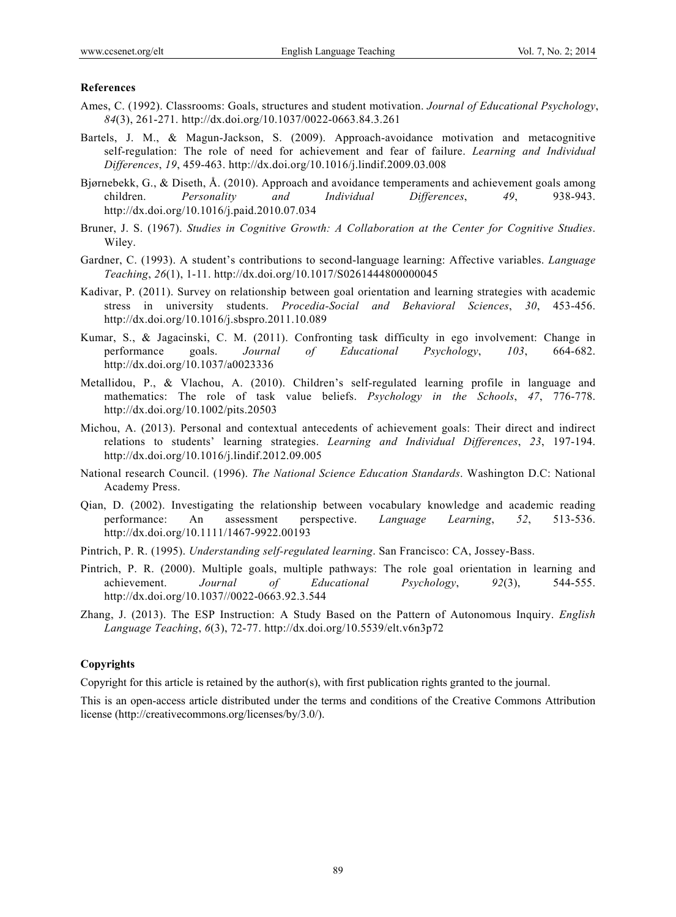**References**

Ames, C. (1992). Classrooms: Goals, structures and student motivation. *Journal of Educational Psychology*, *84*(3), 261-271. http://dx.doi.org/10.1037/0022-0663.84.3.261

Bartels, J. M., & Magun-Jackson, S. (2009). Approach-avoidance motivation and metacognitive self-regulation: The role of need for achievement and fear of failure. *Learning and Individual Differences*, *19*, 459-463. http://dx.doi.org/10.1016/j.lindif.2009.03.008

Bjørnebekk, G., & Diseth, Å. (2010). Approach and avoidance temperaments and achievement goals among children. *Personality and Individual Differences*, *49*, 938-943. http://dx.doi.org/10.1016/j.paid.2010.07.034

Bruner, J. S. (1967). *Studies in Cognitive Growth: A Collaboration at the Center for Cognitive Studies*. Wiley.

Gardner, C. (1993). A student's contributions to second-language learning: Affective variables. *Language Teaching*, *26*(1), 1-11. http://dx.doi.org/10.1017/S0261444800000045

Kadivar, P. (2011). Survey on relationship between goal orientation and learning strategies with academic stress in university students. *Procedia-Social and Behavioral Sciences*, *30*, 453-456. http://dx.doi.org/10.1016/j.sbspro.2011.10.089

Kumar, S., & Jagacinski, C. M. (2011). Confronting task difficulty in ego involvement: Change in performance goals. *Journal of Educational Psychology*, *103*, 664-682. http://dx.doi.org/10.1037/a0023336

Metallidou, P., & Vlachou, A. (2010). Children's self-regulated learning profile in language and mathematics: The role of task value beliefs. *Psychology in the Schools*, *47*, 776-778. http://dx.doi.org/10.1002/pits.20503

Michou, A. (2013). Personal and contextual antecedents of achievement goals: Their direct and indirect relations to students' learning strategies. *Learning and Individual Differences*, *23*, 197-194. http://dx.doi.org/10.1016/j.lindif.2012.09.005

National research Council. (1996). *The National Science Education Standards*. Washington D.C: National Academy Press.

Qian, D. (2002). Investigating the relationship between vocabulary knowledge and academic reading performance: An assessment perspective. *Language Learning*, *52*, 513-536. http://dx.doi.org/10.1111/1467-9922.00193

Pintrich, P. R. (1995). *Understanding self-regulated learning*. San Francisco: CA, Jossey-Bass.

Pintrich, P. R. (2000). Multiple goals, multiple pathways: The role goal orientation in learning and achievement. *Journal of Educational Psychology*, *92*(3), 544-555. http://dx.doi.org/10.1037//0022-0663.92.3.544

Zhang, J. (2013). The ESP Instruction: A Study Based on the Pattern of Autonomous Inquiry. *English Language Teaching*, *6*(3), 72-77. http://dx.doi.org/10.5539/elt.v6n3p72

**Copyrights**

Copyright for this article is retained by the author(s), with first publication rights granted to the journal.

This is an open-access article distributed under the terms and conditions of the Creative Commons Attribution license (http://creativecommons.org/licenses/by/3.0/).